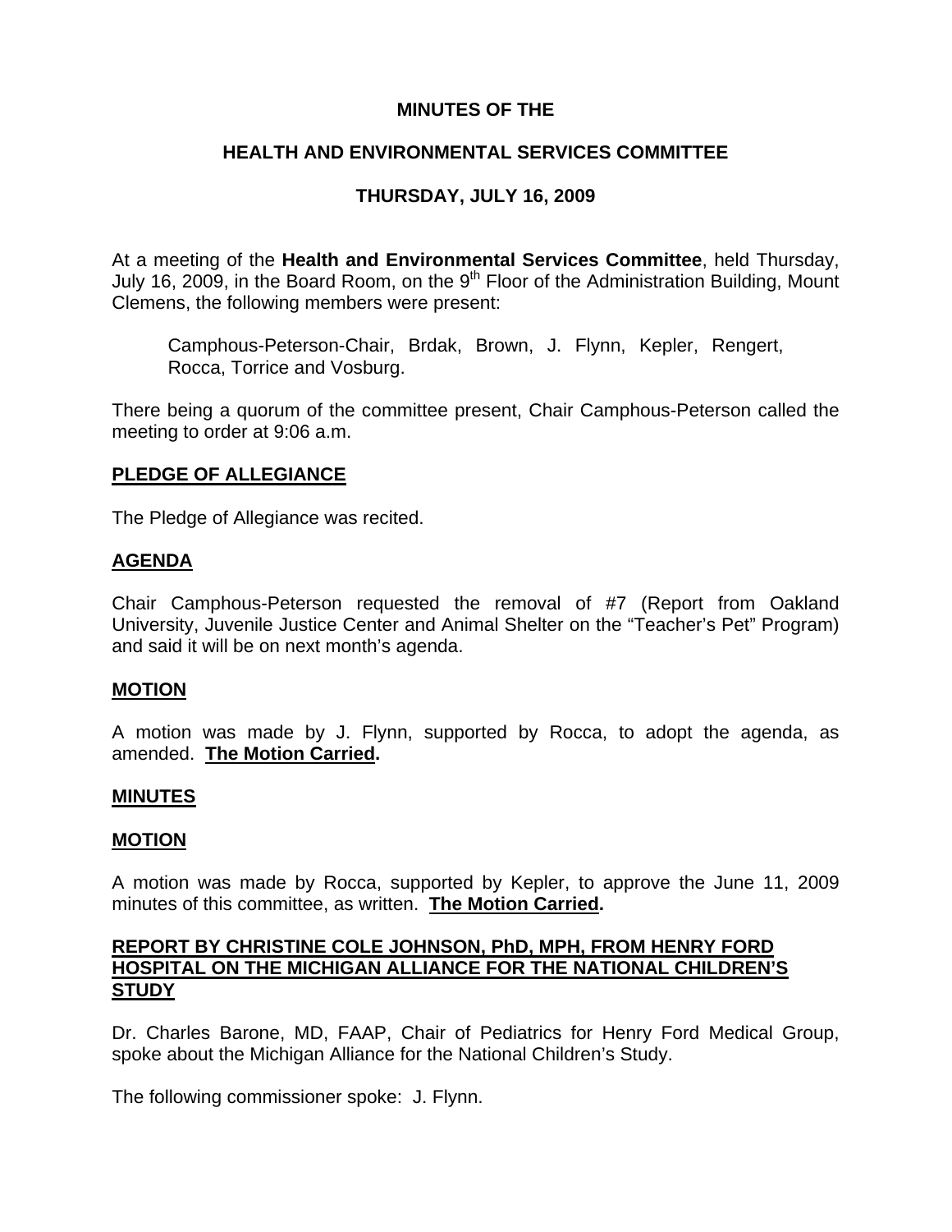# MINUTES OF THE

## HEALTH AND ENVIRONMENTAL SERVICES COMMITTEE

## THURSDAY, JULY 16, 2009

At a meeting of the **Health and Environmental Services Committee**, held Thursday, July 16, 2009, in the Board Room, on the 9th Floor of the Administration Building, Mount Clemens, the following members were present:

> Camphous-Peterson-Chair, Brdak, Brown, J. Flynn, Kepler, Rengert, Rocca, Torrice and Vosburg.

There being a quorum of the committee present, Chair Camphous-Peterson called the meeting to order at 9:06 a.m.

**PLEDGE OF ALLEGIANCE**

The Pledge of Allegiance was recited.

**AGENDA**

Chair Camphous-Peterson requested the removal of #7 (Report from Oakland University, Juvenile Justice Center and Animal Shelter on the "Teacher's Pet" Program) and said it will be on next month's agenda.

**MOTION**

A motion was made by J. Flynn, supported by Rocca, to adopt the agenda, as amended. **The Motion Carried.**

**MINUTES**

**MOTION**

A motion was made by Rocca, supported by Kepler, to approve the June 11, 2009 minutes of this committee, as written. **The Motion Carried.**

**REPORT BY CHRISTINE COLE JOHNSON, PhD, MPH, FROM HENRY FORD HOSPITAL ON THE MICHIGAN ALLIANCE FOR THE NATIONAL CHILDREN'S STUDY**

Dr. Charles Barone, MD, FAAP, Chair of Pediatrics for Henry Ford Medical Group, spoke about the Michigan Alliance for the National Children's Study.

The following commissioner spoke: J. Flynn.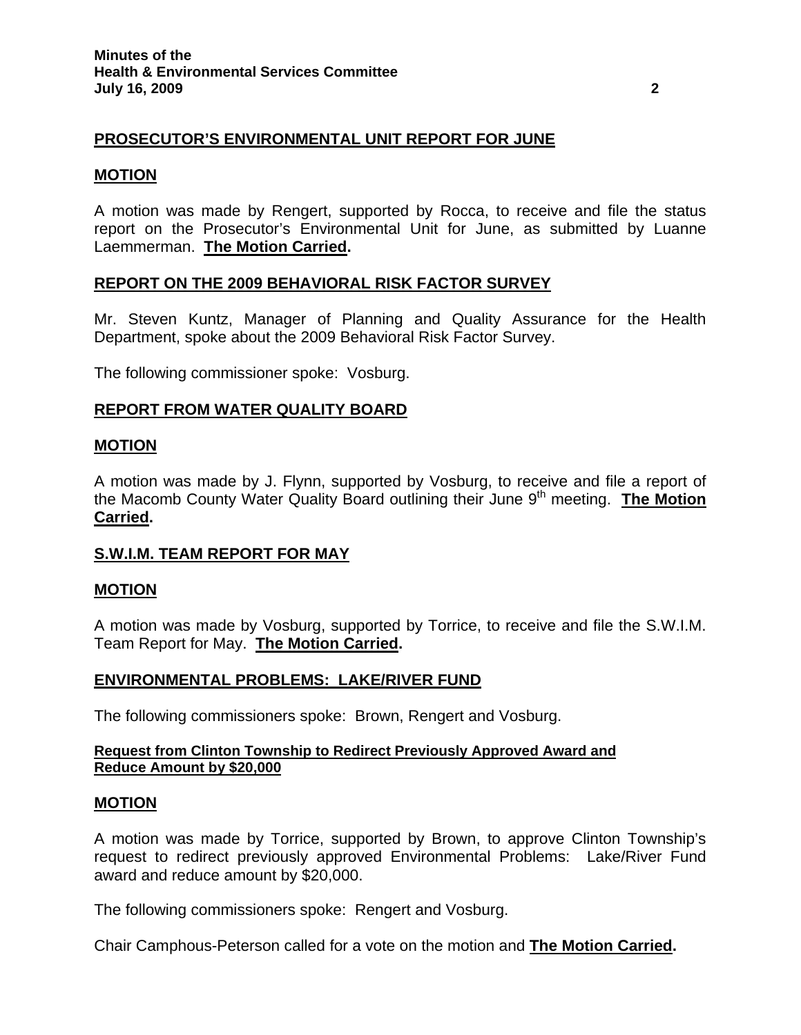## PROSECUTOR'S ENVIRONMENTAL UNIT REPORT FOR JUNE

### MOTION

A motion was made by Rengert, supported by Rocca, to receive and file the status report on the Prosecutor's Environmental Unit for June, as submitted by Luanne Laemmerman. **The Motion Carried.**

## REPORT ON THE 2009 BEHAVIORAL RISK FACTOR SURVEY

Mr. Steven Kuntz, Manager of Planning and Quality Assurance for the Health Department, spoke about the 2009 Behavioral Risk Factor Survey.

The following commissioner spoke: Vosburg.

## REPORT FROM WATER QUALITY BOARD

### MOTION

A motion was made by J. Flynn, supported by Vosburg, to receive and file a report of the Macomb County Water Quality Board outlining their June 9th meeting. **The Motion Carried.**

## S.W.I.M. TEAM REPORT FOR MAY

### MOTION

A motion was made by Vosburg, supported by Torrice, to receive and file the S.W.I.M. Team Report for May. **The Motion Carried.**

## ENVIRONMENTAL PROBLEMS: LAKE/RIVER FUND

The following commissioners spoke: Brown, Rengert and Vosburg.

#### Request from Clinton Township to Redirect Previously Approved Award and Reduce Amount by $20,000

### MOTION

A motion was made by Torrice, supported by Brown, to approve Clinton Township's request to redirect previously approved Environmental Problems: Lake/River Fund award and reduce amount by $20,000.

The following commissioners spoke: Rengert and Vosburg.

Chair Camphous-Peterson called for a vote on the motion and **The Motion Carried.**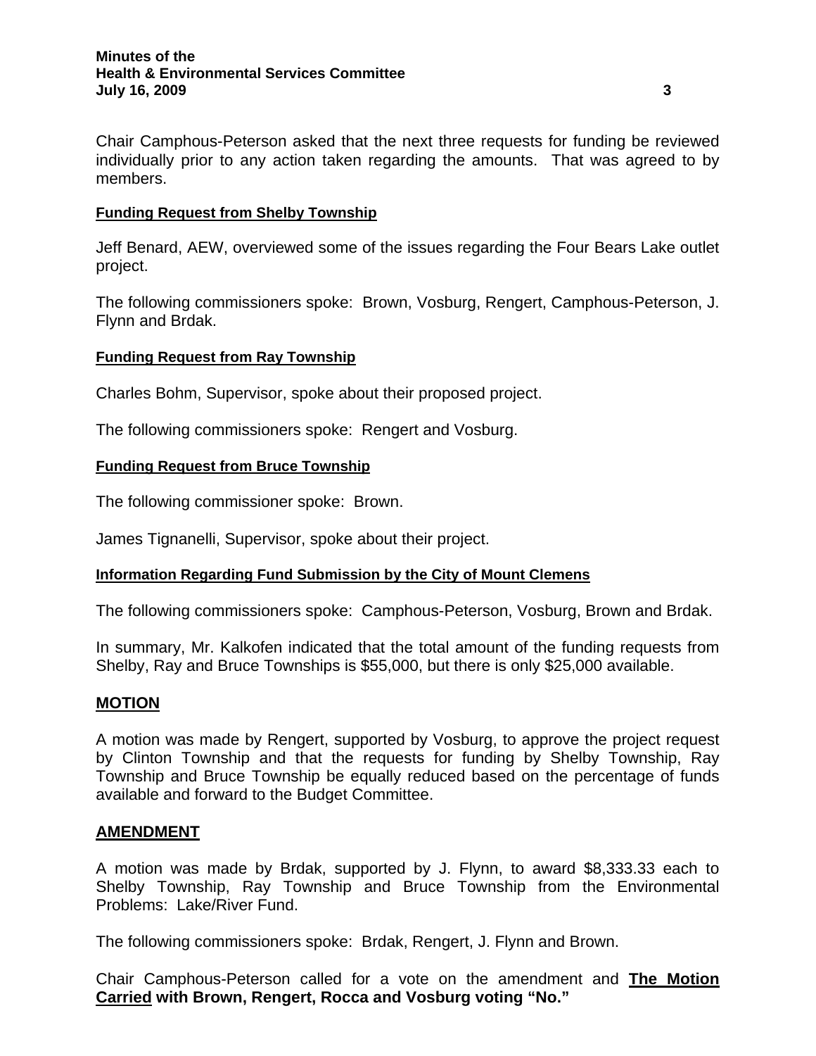Chair Camphous-Peterson asked that the next three requests for funding be reviewed individually prior to any action taken regarding the amounts. That was agreed to by members.

**Funding Request from Shelby Township**

Jeff Benard, AEW, overviewed some of the issues regarding the Four Bears Lake outlet project.

The following commissioners spoke: Brown, Vosburg, Rengert, Camphous-Peterson, J. Flynn and Brdak.

**Funding Request from Ray Township**

Charles Bohm, Supervisor, spoke about their proposed project.

The following commissioners spoke: Rengert and Vosburg.

**Funding Request from Bruce Township**

The following commissioner spoke: Brown.

James Tignanelli, Supervisor, spoke about their project.

**Information Regarding Fund Submission by the City of Mount Clemens**

The following commissioners spoke: Camphous-Peterson, Vosburg, Brown and Brdak.

In summary, Mr. Kalkofen indicated that the total amount of the funding requests from Shelby, Ray and Bruce Townships is $55,000, but there is only $25,000 available.

## MOTION

A motion was made by Rengert, supported by Vosburg, to approve the project request by Clinton Township and that the requests for funding by Shelby Township, Ray Township and Bruce Township be equally reduced based on the percentage of funds available and forward to the Budget Committee.

## AMENDMENT

A motion was made by Brdak, supported by J. Flynn, to award $8,333.33 each to Shelby Township, Ray Township and Bruce Township from the Environmental Problems: Lake/River Fund.

The following commissioners spoke: Brdak, Rengert, J. Flynn and Brown.

Chair Camphous-Peterson called for a vote on the amendment and **The Motion Carried with Brown, Rengert, Rocca and Vosburg voting "No."**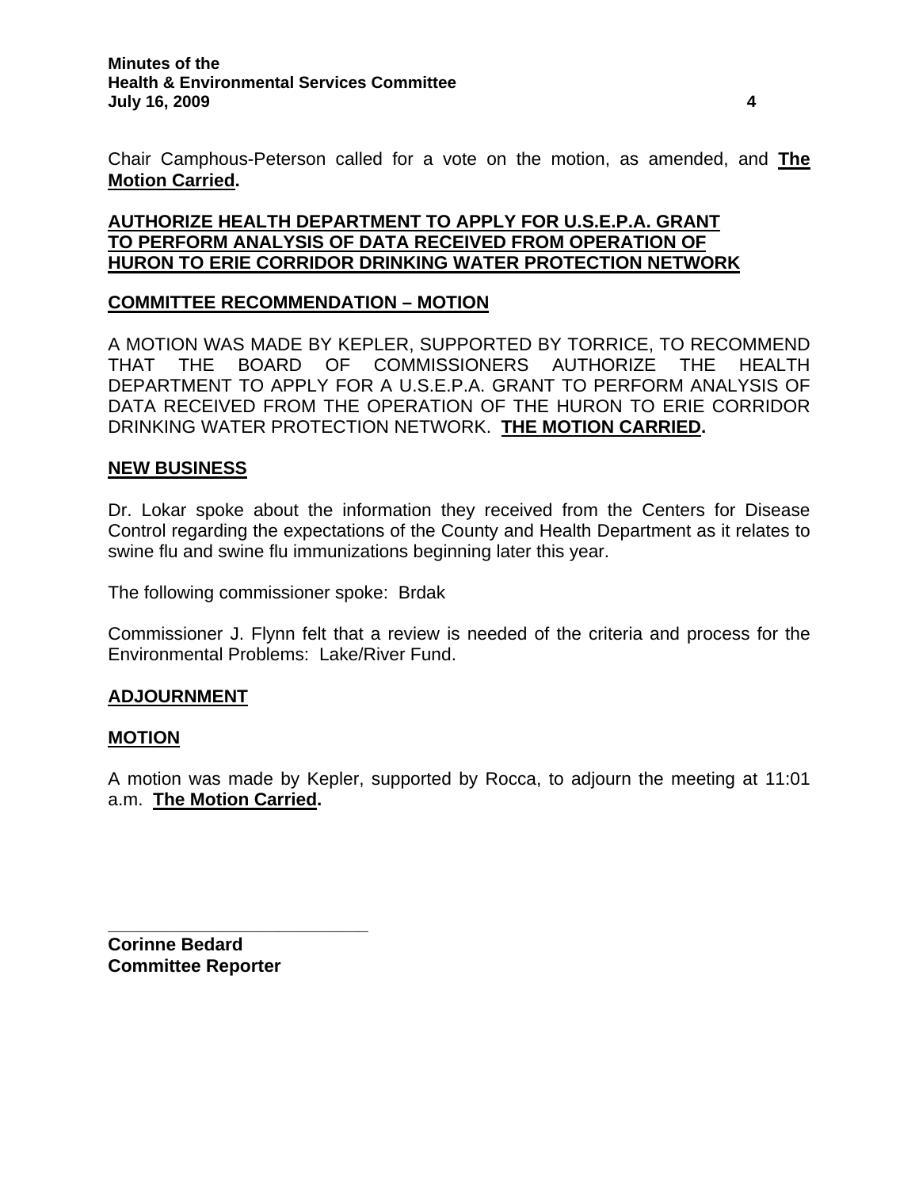Chair Camphous-Peterson called for a vote on the motion, as amended, and **The Motion Carried.**

**AUTHORIZE HEALTH DEPARTMENT TO APPLY FOR U.S.E.P.A. GRANT TO PERFORM ANALYSIS OF DATA RECEIVED FROM OPERATION OF HURON TO ERIE CORRIDOR DRINKING WATER PROTECTION NETWORK**

**COMMITTEE RECOMMENDATION – MOTION**

A MOTION WAS MADE BY KEPLER, SUPPORTED BY TORRICE, TO RECOMMEND THAT THE BOARD OF COMMISSIONERS AUTHORIZE THE HEALTH DEPARTMENT TO APPLY FOR A U.S.E.P.A. GRANT TO PERFORM ANALYSIS OF DATA RECEIVED FROM THE OPERATION OF THE HURON TO ERIE CORRIDOR DRINKING WATER PROTECTION NETWORK. **THE MOTION CARRIED.**

**NEW BUSINESS**

Dr. Lokar spoke about the information they received from the Centers for Disease Control regarding the expectations of the County and Health Department as it relates to swine flu and swine flu immunizations beginning later this year.

The following commissioner spoke: Brdak

Commissioner J. Flynn felt that a review is needed of the criteria and process for the Environmental Problems: Lake/River Fund.

**ADJOURNMENT**

**MOTION**

A motion was made by Kepler, supported by Rocca, to adjourn the meeting at 11:01 a.m. **The Motion Carried.**

\_\_\_\_\_\_\_\_\_\_\_\_\_\_\_\_\_\_\_\_\_\_\_\_\_\_\_

**Corinne Bedard**
**Committee Reporter**